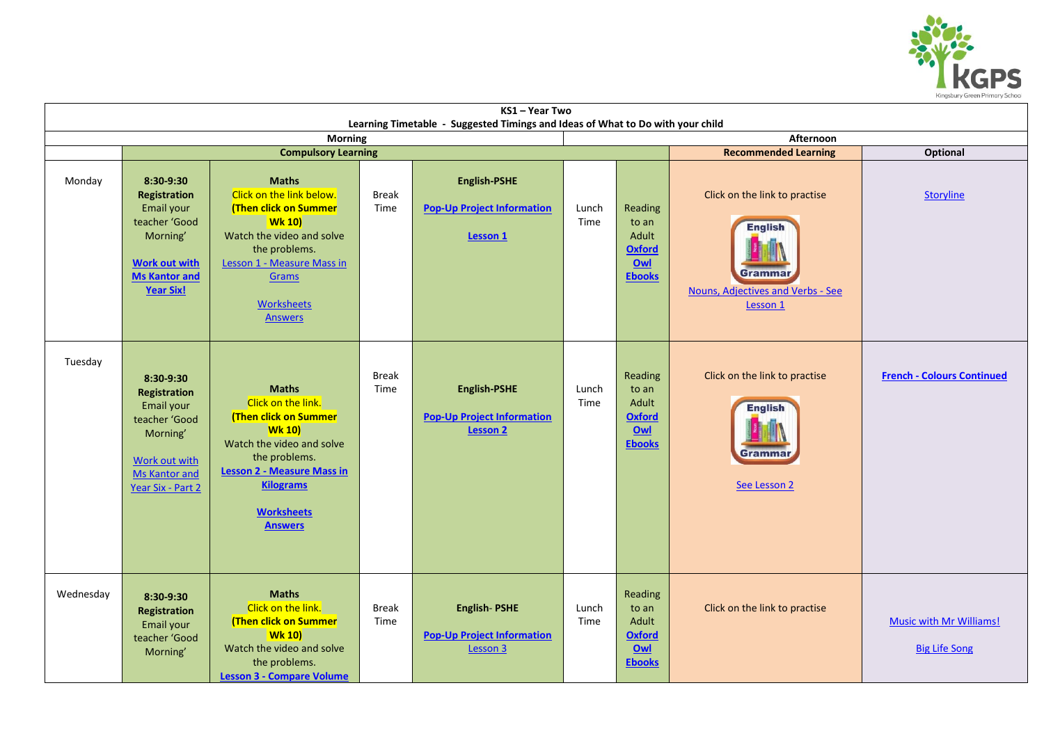| KS1 – Year Two<br>Learning Timetable - Suggested Timings and Ideas of What to Do with your child | | | | | | | | |
|---|---|---|---|---|---|---|---|---|
| | **Morning** | | | | | **Afternoon** | | |
| | **Compulsory Learning** | | | | | | **Recommended Learning** | **Optional** |
| Monday | **8:30-9:30 Registration** Email your teacher 'Good Morning' **Work out with Ms Kantor and Year Six!** | **Maths** Click on the link below. **(Then click on Summer Wk 10)** Watch the video and solve the problems. Lesson 1 - Measure Mass in Grams Worksheets Answers | Break Time | **English-PSHE** **Pop-Up Project Information** **Lesson 1** | Lunch Time | Reading to an Adult **Oxford Owl Ebooks** | Click on the link to practise English Grammar Nouns, Adjectives and Verbs - See Lesson 1 | Storyline |
| Tuesday | **8:30-9:30 Registration** Email your teacher 'Good Morning' Work out with Ms Kantor and Year Six - Part 2 | **Maths** Click on the link. **(Then click on Summer Wk 10)** Watch the video and solve the problems. **Lesson 2 - Measure Mass in Kilograms** **Worksheets** **Answers** | Break Time | **English-PSHE** **Pop-Up Project Information** **Lesson 2** | Lunch Time | Reading to an Adult **Oxford Owl Ebooks** | Click on the link to practise English Grammar See Lesson 2 | **French - Colours Continued** |
| Wednesday | **8:30-9:30 Registration** Email your teacher 'Good Morning' | **Maths** Click on the link. **(Then click on Summer Wk 10)** Watch the video and solve the problems. **Lesson 3 - Compare Volume** | Break Time | **English- PSHE** **Pop-Up Project Information** Lesson 3 | Lunch Time | Reading to an Adult **Oxford Owl Ebooks** | Click on the link to practise | Music with Mr Williams! Big Life Song |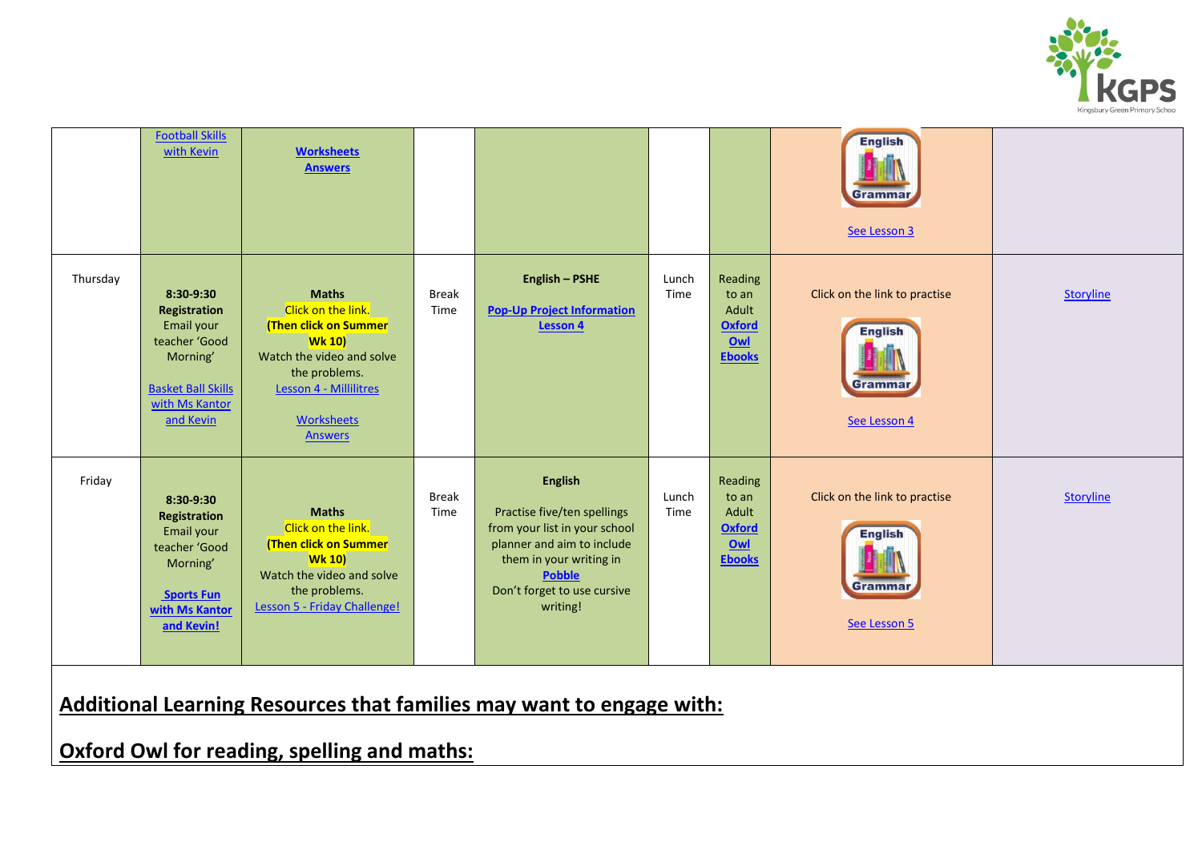| | | | | | | | | |
|---|---|---|---|---|---|---|---|---|
| | Football Skills with Kevin | **Worksheets** **Answers** | | | | | English Grammar See Lesson 3 | |
| Thursday | **8:30-9:30** **Registration** Email your teacher 'Good Morning' Basket Ball Skills with Ms Kantor and Kevin | **Maths** Click on the link. **(Then click on Summer Wk 10)** Watch the video and solve the problems. Lesson 4 - Millilitres Worksheets Answers | Break Time | **English – PSHE** **Pop-Up Project Information Lesson 4** | Lunch Time | Reading to an Adult **Oxford Owl Ebooks** | Click on the link to practise English Grammar See Lesson 4 | Storyline |
| Friday | **8:30-9:30** **Registration** Email your teacher 'Good Morning' **Sports Fun with Ms Kantor and Kevin!** | **Maths** Click on the link. **(Then click on Summer Wk 10)** Watch the video and solve the problems. Lesson 5 - Friday Challenge! | Break Time | **English** Practise five/ten spellings from your list in your school planner and aim to include them in your writing in **Pobble** Don't forget to use cursive writing! | Lunch Time | Reading to an Adult **Oxford Owl Ebooks** | Click on the link to practise English Grammar See Lesson 5 | Storyline |

## **Additional Learning Resources that families may want to engage with:**

## **Oxford Owl for reading, spelling and maths:**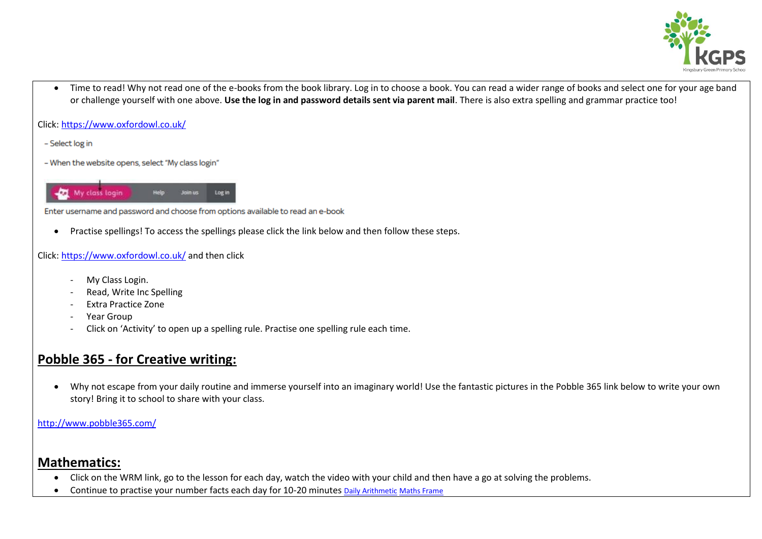- Time to read! Why not read one of the e-books from the book library. Log in to choose a book. You can read a wider range of books and select one for your age band or challenge yourself with one above. **Use the log in and password details sent via parent mail**. There is also extra spelling and grammar practice too!

Click: https://www.oxfordowl.co.uk/

- Select log in

- When the website opens, select "My class login"

Enter username and password and choose from options available to read an e-book

- Practise spellings! To access the spellings please click the link below and then follow these steps.

Click: https://www.oxfordowl.co.uk/ and then click

- My Class Login.
- Read, Write Inc Spelling
- Extra Practice Zone
- Year Group
- Click on 'Activity' to open up a spelling rule. Practise one spelling rule each time.

## Pobble 365 - for Creative writing:

- Why not escape from your daily routine and immerse yourself into an imaginary world! Use the fantastic pictures in the Pobble 365 link below to write your own story! Bring it to school to share with your class.

http://www.pobble365.com/

## Mathematics:

- Click on the WRM link, go to the lesson for each day, watch the video with your child and then have a go at solving the problems.
- Continue to practise your number facts each day for 10-20 minutes Daily Arithmetic Maths Frame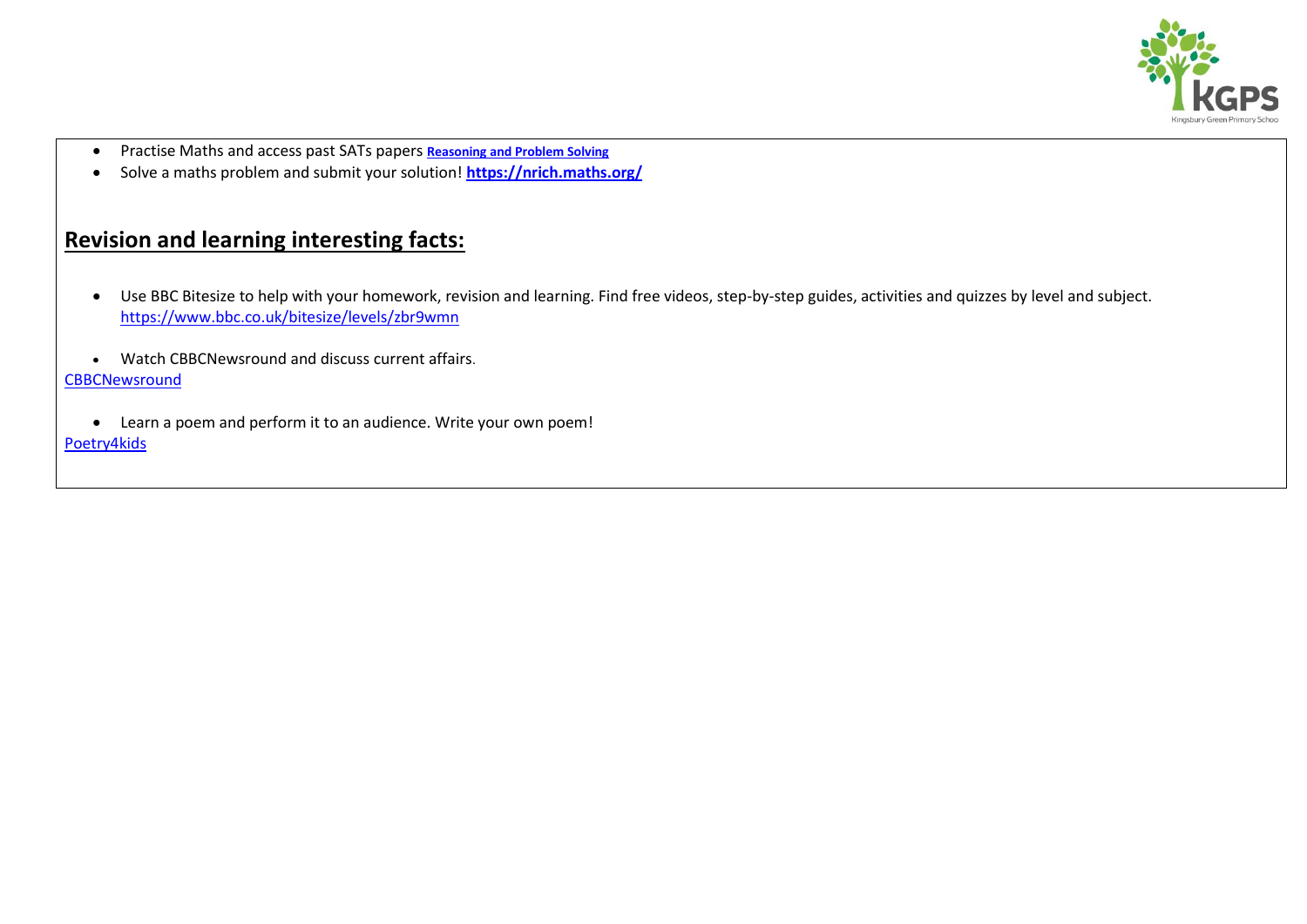- Practise Maths and access past SATs papers **Reasoning and Problem Solving**
- Solve a maths problem and submit your solution! **https://nrich.maths.org/**

## Revision and learning interesting facts:

- Use BBC Bitesize to help with your homework, revision and learning. Find free videos, step-by-step guides, activities and quizzes by level and subject. https://www.bbc.co.uk/bitesize/levels/zbr9wmn

- Watch CBBCNewsround and discuss current affairs.

CBBCNewsround

- Learn a poem and perform it to an audience. Write your own poem!

Poetry4kids